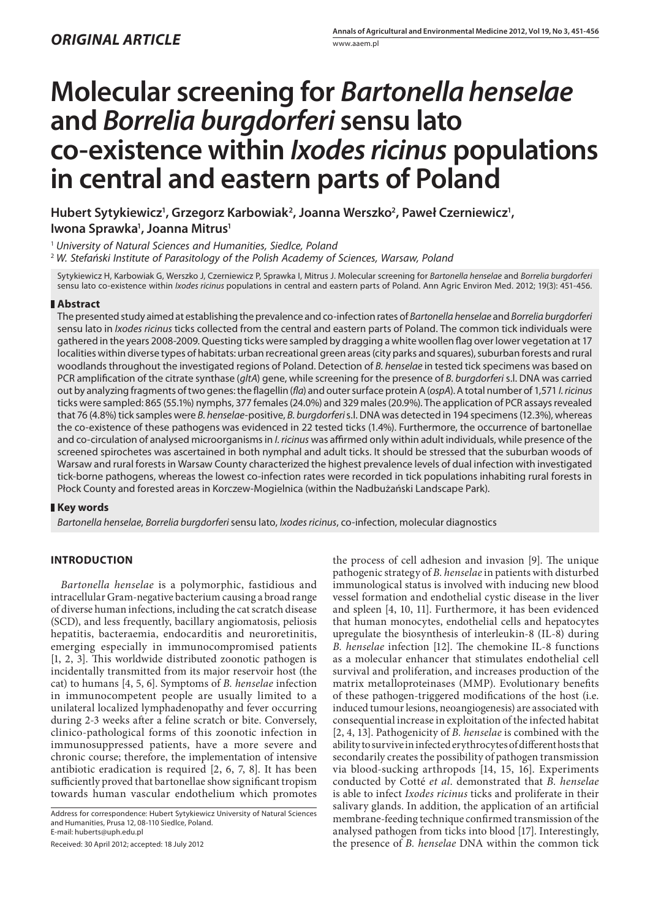*ORIGINAL ARTICLE*

# Molecular screening for *Bartonella henselae* and *Borrelia burgdorferi* sensu lato co-existence within *Ixodes ricinus* populations in central and eastern parts of Poland

**Hubert Sytykiewicz[1], Grzegorz Karbowiak[2], Joanna Werszko[2], Paweł Czerniewicz[1], Iwona Sprawka[1], Joanna Mitrus[1]**

[1] *University of Natural Sciences and Humanities, Siedlce, Poland*

[2] *W. Stefański Institute of Parasitology of the Polish Academy of Sciences, Warsaw, Poland*

Sytykiewicz H, Karbowiak G, Werszko J, Czerniewicz P, Sprawka I, Mitrus J. Molecular screening for *Bartonella henselae* and *Borrelia burgdorferi* sensu lato co-existence within *Ixodes ricinus* populations in central and eastern parts of Poland. Ann Agric Environ Med. 2012; 19(3): 451-456.

## Abstract

The presented study aimed at establishing the prevalence and co-infection rates of *Bartonella henselae* and *Borrelia burgdorferi* sensu lato in *Ixodes ricinus* ticks collected from the central and eastern parts of Poland. The common tick individuals were gathered in the years 2008-2009. Questing ticks were sampled by dragging a white woollen flag over lower vegetation at 17 localities within diverse types of habitats: urban recreational green areas (city parks and squares), suburban forests and rural woodlands throughout the investigated regions of Poland. Detection of *B. henselae* in tested tick specimens was based on PCR amplification of the citrate synthase (*gltA*) gene, while screening for the presence of *B. burgdorferi* s.l. DNA was carried out by analyzing fragments of two genes: the flagellin (*fla*) and outer surface protein A (*ospA*). A total number of 1,571 *I. ricinus* ticks were sampled: 865 (55.1%) nymphs, 377 females (24.0%) and 329 males (20.9%). The application of PCR assays revealed that 76 (4.8%) tick samples were *B. henselae*-positive, *B. burgdorferi* s.l. DNA was detected in 194 specimens (12.3%), whereas the co-existence of these pathogens was evidenced in 22 tested ticks (1.4%). Furthermore, the occurrence of bartonellae and co-circulation of analysed microorganisms in *I. ricinus* was affirmed only within adult individuals, while presence of the screened spirochetes was ascertained in both nymphal and adult ticks. It should be stressed that the suburban woods of Warsaw and rural forests in Warsaw County characterized the highest prevalence levels of dual infection with investigated tick-borne pathogens, whereas the lowest co-infection rates were recorded in tick populations inhabiting rural forests in Płock County and forested areas in Korczew-Mogielnica (within the Nadbużański Landscape Park).

## Key words

*Bartonella henselae*, *Borrelia burgdorferi* sensu lato, *Ixodes ricinus*, co-infection, molecular diagnostics

## INTRODUCTION

*Bartonella henselae* is a polymorphic, fastidious and intracellular Gram-negative bacterium causing a broad range of diverse human infections, including the cat scratch disease (SCD), and less frequently, bacillary angiomatosis, peliosis hepatitis, bacteraemia, endocarditis and neuroretinitis, emerging especially in immunocompromised patients [1, 2, 3]. This worldwide distributed zoonotic pathogen is incidentally transmitted from its major reservoir host (the cat) to humans [4, 5, 6]. Symptoms of *B. henselae* infection in immunocompetent people are usually limited to a unilateral localized lymphadenopathy and fever occurring during 2-3 weeks after a feline scratch or bite. Conversely, clinico-pathological forms of this zoonotic infection in immunosuppressed patients, have a more severe and chronic course; therefore, the implementation of intensive antibiotic eradication is required [2, 6, 7, 8]. It has been sufficiently proved that bartonellae show significant tropism towards human vascular endothelium which promotes the process of cell adhesion and invasion [9]. The unique pathogenic strategy of *B. henselae* in patients with disturbed immunological status is involved with inducing new blood vessel formation and endothelial cystic disease in the liver and spleen [4, 10, 11]. Furthermore, it has been evidenced that human monocytes, endothelial cells and hepatocytes upregulate the biosynthesis of interleukin-8 (IL-8) during *B. henselae* infection [12]. The chemokine IL-8 functions as a molecular enhancer that stimulates endothelial cell survival and proliferation, and increases production of the matrix metalloproteinases (MMP). Evolutionary benefits of these pathogen-triggered modifications of the host (i.e. induced tumour lesions, neoangiogenesis) are associated with consequential increase in exploitation of the infected habitat [2, 4, 13]. Pathogenicity of *B. henselae* is combined with the ability to survive in infected erythrocytes of different hosts that secondarily creates the possibility of pathogen transmission via blood-sucking arthropods [14, 15, 16]. Experiments conducted by Cotté *et al*. demonstrated that *B. henselae* is able to infect *Ixodes ricinus* ticks and proliferate in their salivary glands. In addition, the application of an artificial membrane-feeding technique confirmed transmission of the analysed pathogen from ticks into blood [17]. Interestingly, the presence of *B. henselae* DNA within the common tick

Address for correspondence: Hubert Sytykiewicz University of Natural Sciences and Humanities, Prusa 12, 08-110 Siedlce, Poland.
E-mail: huberts@uph.edu.pl

Received: 30 April 2012; accepted: 18 July 2012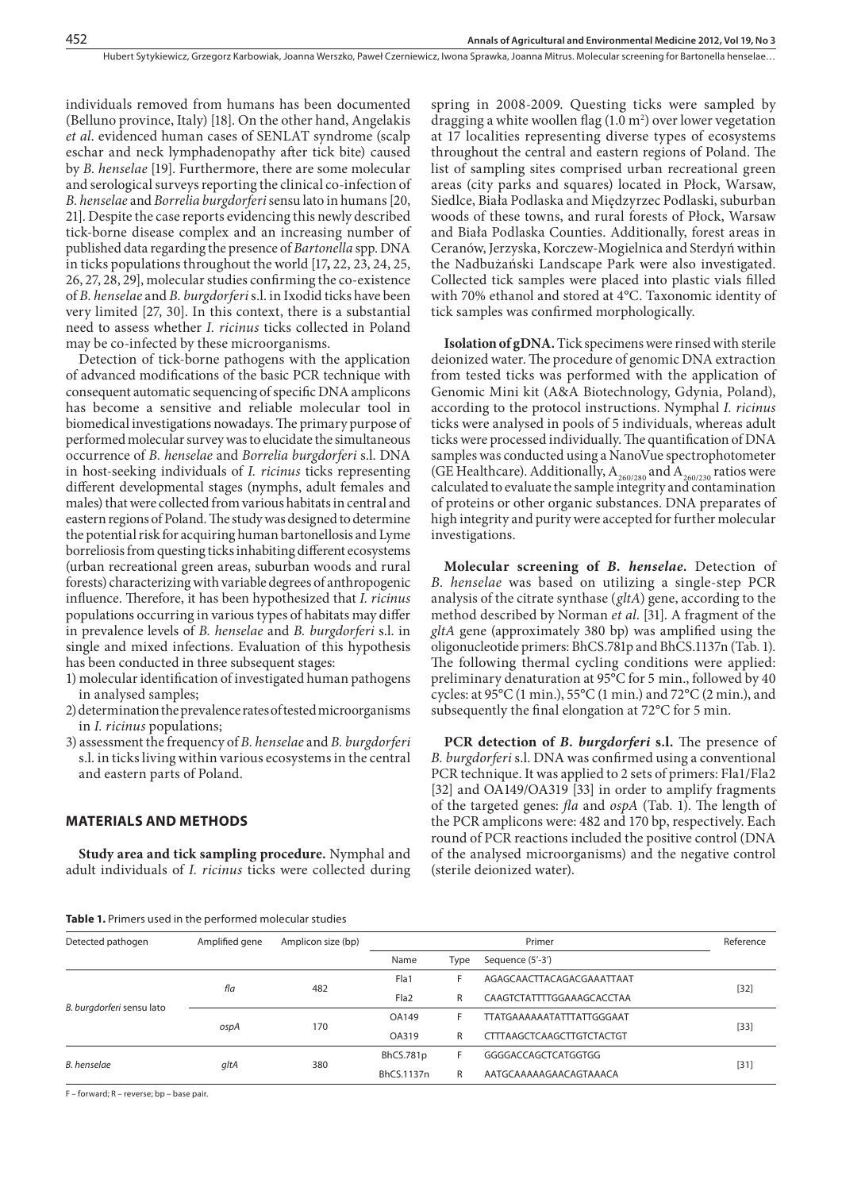individuals removed from humans has been documented (Belluno province, Italy) [18]. On the other hand, Angelakis *et al.* evidenced human cases of SENLAT syndrome (scalp eschar and neck lymphadenopathy after tick bite) caused by *B. henselae* [19]. Furthermore, there are some molecular and serological surveys reporting the clinical co-infection of *B. henselae* and *Borrelia burgdorferi* sensu lato in humans [20, 21]. Despite the case reports evidencing this newly described tick-borne disease complex and an increasing number of published data regarding the presence of *Bartonella* spp. DNA in ticks populations throughout the world [17, 22, 23, 24, 25, 26, 27, 28, 29], molecular studies confirming the co-existence of *B. henselae* and *B. burgdorferi* s.l. in Ixodid ticks have been very limited [27, 30]. In this context, there is a substantial need to assess whether *I. ricinus* ticks collected in Poland may be co-infected by these microorganisms.

Detection of tick-borne pathogens with the application of advanced modifications of the basic PCR technique with consequent automatic sequencing of specific DNA amplicons has become a sensitive and reliable molecular tool in biomedical investigations nowadays. The primary purpose of performed molecular survey was to elucidate the simultaneous occurrence of *B. henselae* and *Borrelia burgdorferi* s.l. DNA in host-seeking individuals of *I. ricinus* ticks representing different developmental stages (nymphs, adult females and males) that were collected from various habitats in central and eastern regions of Poland. The study was designed to determine the potential risk for acquiring human bartonellosis and Lyme borreliosis from questing ticks inhabiting different ecosystems (urban recreational green areas, suburban woods and rural forests) characterizing with variable degrees of anthropogenic influence. Therefore, it has been hypothesized that *I. ricinus* populations occurring in various types of habitats may differ in prevalence levels of *B. henselae* and *B. burgdorferi* s.l. in single and mixed infections. Evaluation of this hypothesis has been conducted in three subsequent stages:

1) molecular identification of investigated human pathogens in analysed samples;
2) determination the prevalence rates of tested microorganisms in *I. ricinus* populations;
3) assessment the frequency of *B. henselae* and *B. burgdorferi* s.l. in ticks living within various ecosystems in the central and eastern parts of Poland.

## MATERIALS AND METHODS

**Study area and tick sampling procedure.** Nymphal and adult individuals of *I. ricinus* ticks were collected during spring in 2008-2009. Questing ticks were sampled by dragging a white woollen flag (1.0 $m^2$) over lower vegetation at 17 localities representing diverse types of ecosystems throughout the central and eastern regions of Poland. The list of sampling sites comprised urban recreational green areas (city parks and squares) located in Płock, Warsaw, Siedlce, Biała Podlaska and Międzyrzec Podlaski, suburban woods of these towns, and rural forests of Płock, Warsaw and Biała Podlaska Counties. Additionally, forest areas in Ceranów, Jerzyska, Korczew-Mogielnica and Sterdyń within the Nadbużański Landscape Park were also investigated. Collected tick samples were placed into plastic vials filled with 70% ethanol and stored at 4°C. Taxonomic identity of tick samples was confirmed morphologically.

**Isolation of gDNA.** Tick specimens were rinsed with sterile deionized water. The procedure of genomic DNA extraction from tested ticks was performed with the application of Genomic Mini kit (A&A Biotechnology, Gdynia, Poland), according to the protocol instructions. Nymphal *I. ricinus* ticks were analysed in pools of 5 individuals, whereas adult ticks were processed individually. The quantification of DNA samples was conducted using a NanoVue spectrophotometer (GE Healthcare). Additionally, $A_{260/280}$ and $A_{260/230}$ ratios were calculated to evaluate the sample integrity and contamination of proteins or other organic substances. DNA preparates of high integrity and purity were accepted for further molecular investigations.

**Molecular screening of *B. henselae*.** Detection of *B. henselae* was based on utilizing a single-step PCR analysis of the citrate synthase (*gltA*) gene, according to the method described by Norman *et al.* [31]. A fragment of the *gltA* gene (approximately 380 bp) was amplified using the oligonucleotide primers: BhCS.781p and BhCS.1137n (Tab. 1). The following thermal cycling conditions were applied: preliminary denaturation at 95°C for 5 min., followed by 40 cycles: at 95°C (1 min.), 55°C (1 min.) and 72°C (2 min.), and subsequently the final elongation at 72°C for 5 min.

**PCR detection of *B. burgdorferi* s.l.** The presence of *B. burgdorferi* s.l. DNA was confirmed using a conventional PCR technique. It was applied to 2 sets of primers: Fla1/Fla2 [32] and OA149/OA319 [33] in order to amplify fragments of the targeted genes: *fla* and *ospA* (Tab. 1). The length of the PCR amplicons were: 482 and 170 bp, respectively. Each round of PCR reactions included the positive control (DNA of the analysed microorganisms) and the negative control (sterile deionized water).

**Table 1.** Primers used in the performed molecular studies

| Detected pathogen | Amplified gene | Amplicon size (bp) | Primer | | | Reference |
|---|---|---|---|---|---|---|
| | | | Name | Type | Sequence (5'-3') | |
| *B. burgdorferi* sensu lato | *fla* | 482 | Fla1 | F | AGAGCAACTTACAGACGAAATTAAT | [32] |
| | | | Fla2 | R | CAAGTCTATTTTGGAAAGCACCTAA | |
| | *ospA* | 170 | OA149 | F | TTATGAAAAAATATTTATTGGGAAT | [33] |
| | | | OA319 | R | CTTTAAGCTCAAGCTTGTCTACTGT | |
| *B. henselae* | *gltA* | 380 | BhCS.781p | F | GGGGACCAGCTCATGGTGG | [31] |
| | | | BhCS.1137n | R | AATGCAAAAAGAACAGTAAACA | |

F – forward; R – reverse; bp – base pair.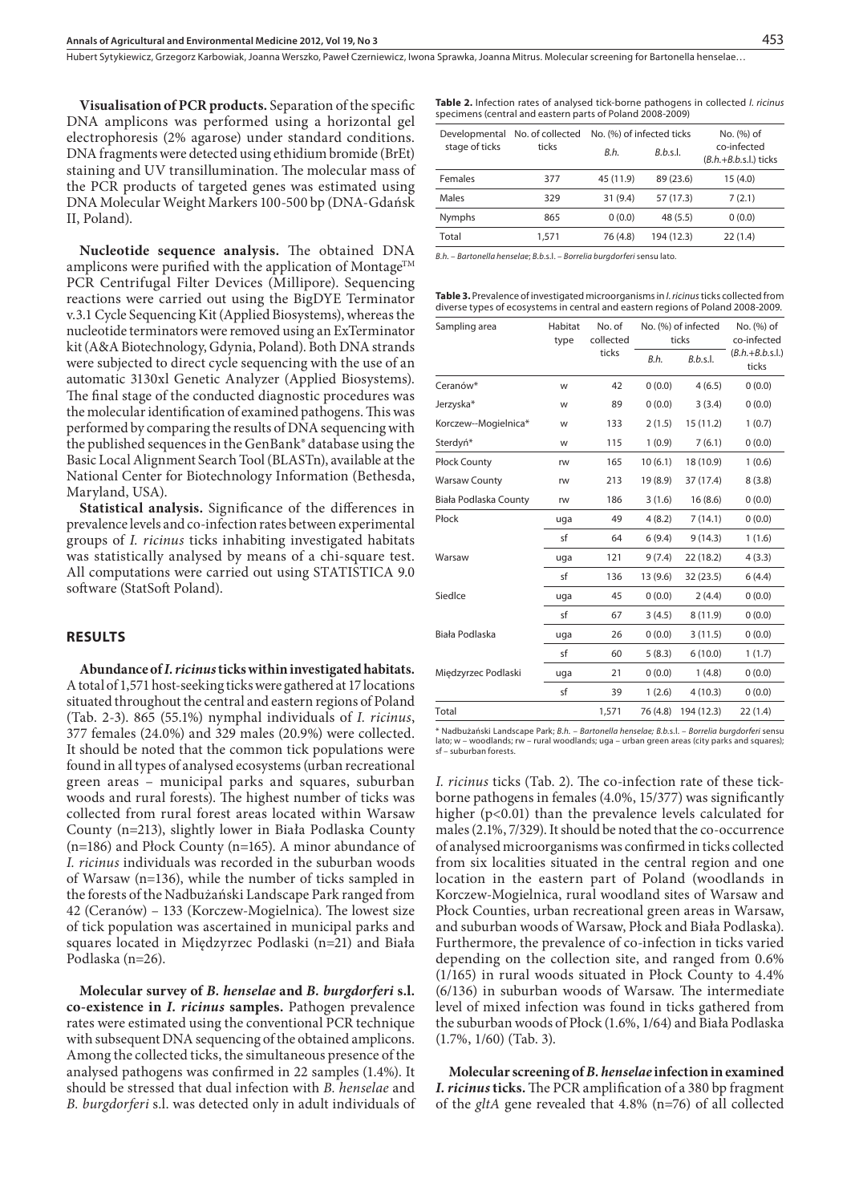**Visualisation of PCR products.** Separation of the specific DNA amplicons was performed using a horizontal gel electrophoresis (2% agarose) under standard conditions. DNA fragments were detected using ethidium bromide (BrEt) staining and UV transillumination. The molecular mass of the PCR products of targeted genes was estimated using DNA Molecular Weight Markers 100-500 bp (DNA-Gdańsk II, Poland).

**Nucleotide sequence analysis.** The obtained DNA amplicons were purified with the application of Montage™ PCR Centrifugal Filter Devices (Millipore). Sequencing reactions were carried out using the BigDYE Terminator v.3.1 Cycle Sequencing Kit (Applied Biosystems), whereas the nucleotide terminators were removed using an ExTerminator kit (A&A Biotechnology, Gdynia, Poland). Both DNA strands were subjected to direct cycle sequencing with the use of an automatic 3130xl Genetic Analyzer (Applied Biosystems). The final stage of the conducted diagnostic procedures was the molecular identification of examined pathogens. This was performed by comparing the results of DNA sequencing with the published sequences in the GenBank® database using the Basic Local Alignment Search Tool (BLASTn), available at the National Center for Biotechnology Information (Bethesda, Maryland, USA).

**Statistical analysis.** Significance of the differences in prevalence levels and co-infection rates between experimental groups of *I. ricinus* ticks inhabiting investigated habitats was statistically analysed by means of a chi-square test. All computations were carried out using STATISTICA 9.0 software (StatSoft Poland).

## RESULTS

**Abundance of *I. ricinus* ticks within investigated habitats.** A total of 1,571 host-seeking ticks were gathered at 17 locations situated throughout the central and eastern regions of Poland (Tab. 2-3). 865 (55.1%) nymphal individuals of *I. ricinus*, 377 females (24.0%) and 329 males (20.9%) were collected. It should be noted that the common tick populations were found in all types of analysed ecosystems (urban recreational green areas – municipal parks and squares, suburban woods and rural forests). The highest number of ticks was collected from rural forest areas located within Warsaw County (n=213), slightly lower in Biała Podlaska County (n=186) and Płock County (n=165). A minor abundance of *I. ricinus* individuals was recorded in the suburban woods of Warsaw (n=136), while the number of ticks sampled in the forests of the Nadbużański Landscape Park ranged from 42 (Ceranów) – 133 (Korczew-Mogielnica). The lowest size of tick population was ascertained in municipal parks and squares located in Międzyrzec Podlaski (n=21) and Biała Podlaska (n=26).

**Molecular survey of *B. henselae* and *B. burgdorferi* s.l. co-existence in *I. ricinus* samples.** Pathogen prevalence rates were estimated using the conventional PCR technique with subsequent DNA sequencing of the obtained amplicons. Among the collected ticks, the simultaneous presence of the analysed pathogens was confirmed in 22 samples (1.4%). It should be stressed that dual infection with *B. henselae* and *B. burgdorferi* s.l. was detected only in adult individuals of *I. ricinus* ticks (Tab. 2). The co-infection rate of these tick-borne pathogens in females (4.0%, 15/377) was significantly higher ($p<0.01$) than the prevalence levels calculated for males (2.1%, 7/329). It should be noted that the co-occurrence of analysed microorganisms was confirmed in ticks collected from six localities situated in the central region and one location in the eastern part of Poland (woodlands in Korczew-Mogielnica, rural woodland sites of Warsaw and Płock Counties, urban recreational green areas in Warsaw, and suburban woods of Warsaw, Płock and Biała Podlaska). Furthermore, the prevalence of co-infection in ticks varied depending on the collection site, and ranged from 0.6% (1/165) in rural woods situated in Płock County to 4.4% (6/136) in suburban woods of Warsaw. The intermediate level of mixed infection was found in ticks gathered from the suburban woods of Płock (1.6%, 1/64) and Biała Podlaska (1.7%, 1/60) (Tab. 3).

**Molecular screening of *B. henselae* infection in examined *I. ricinus* ticks.** The PCR amplification of a 380 bp fragment of the *gltA* gene revealed that 4.8% (n=76) of all collected

**Table 2.** Infection rates of analysed tick-borne pathogens in collected *I. ricinus* specimens (central and eastern parts of Poland 2008-2009)

| Developmental stage of ticks | No. of collected ticks | No. (%) of infected ticks | | No. (%) of co-infected (*B.h.*+*B.b.*s.l.) ticks |
|---|---|---|---|---|
| | | *B.h.* | *B.b.*s.l. | |
| Females | 377 | 45 (11.9) | 89 (23.6) | 15 (4.0) |
| Males | 329 | 31 (9.4) | 57 (17.3) | 7 (2.1) |
| Nymphs | 865 | 0 (0.0) | 48 (5.5) | 0 (0.0) |
| Total | 1,571 | 76 (4.8) | 194 (12.3) | 22 (1.4) |

*B.h.* – *Bartonella henselae*; *B.b.*s.l. – *Borrelia burgdorferi* sensu lato.

**Table 3.** Prevalence of investigated microorganisms in *I. ricinus* ticks collected from diverse types of ecosystems in central and eastern regions of Poland 2008-2009.

| Sampling area | Habitat type | No. of collected ticks | No. (%) of infected ticks | | No. (%) of co-infected (*B.h.*+*B.b.*s.l.) ticks |
|---|---|---|---|---|---|
| | | | *B.h.* | *B.b.*s.l. | |
| Ceranów* | w | 42 | 0 (0.0) | 4 (6.5) | 0 (0.0) |
| Jerzyska* | w | 89 | 0 (0.0) | 3 (3.4) | 0 (0.0) |
| Korczew–Mogielnica* | w | 133 | 2 (1.5) | 15 (11.2) | 1 (0.7) |
| Sterdyń* | w | 115 | 1 (0.9) | 7 (6.1) | 0 (0.0) |
| Płock County | rw | 165 | 10 (6.1) | 18 (10.9) | 1 (0.6) |
| Warsaw County | rw | 213 | 19 (8.9) | 37 (17.4) | 8 (3.8) |
| Biała Podlaska County | rw | 186 | 3 (1.6) | 16 (8.6) | 0 (0.0) |
| Płock | uga | 49 | 4 (8.2) | 7 (14.1) | 0 (0.0) |
| | sf | 64 | 6 (9.4) | 9 (14.3) | 1 (1.6) |
| Warsaw | uga | 121 | 9 (7.4) | 22 (18.2) | 4 (3.3) |
| | sf | 136 | 13 (9.6) | 32 (23.5) | 6 (4.4) |
| Siedlce | uga | 45 | 0 (0.0) | 2 (4.4) | 0 (0.0) |
| | sf | 67 | 3 (4.5) | 8 (11.9) | 0 (0.0) |
| Biała Podlaska | uga | 26 | 0 (0.0) | 3 (11.5) | 0 (0.0) |
| | sf | 60 | 5 (8.3) | 6 (10.0) | 1 (1.7) |
| Międzyrzec Podlaski | uga | 21 | 0 (0.0) | 1 (4.8) | 0 (0.0) |
| | sf | 39 | 1 (2.6) | 4 (10.3) | 0 (0.0) |
| Total | | 1,571 | 76 (4.8) | 194 (12.3) | 22 (1.4) |

\* Nadbużański Landscape Park; *B.h.* – *Bartonella henselae*; *B.b.*s.l. – *Borrelia burgdorferi* sensu lato; w – woodlands; rw – rural woodlands; uga – urban green areas (city parks and squares); sf – suburban forests.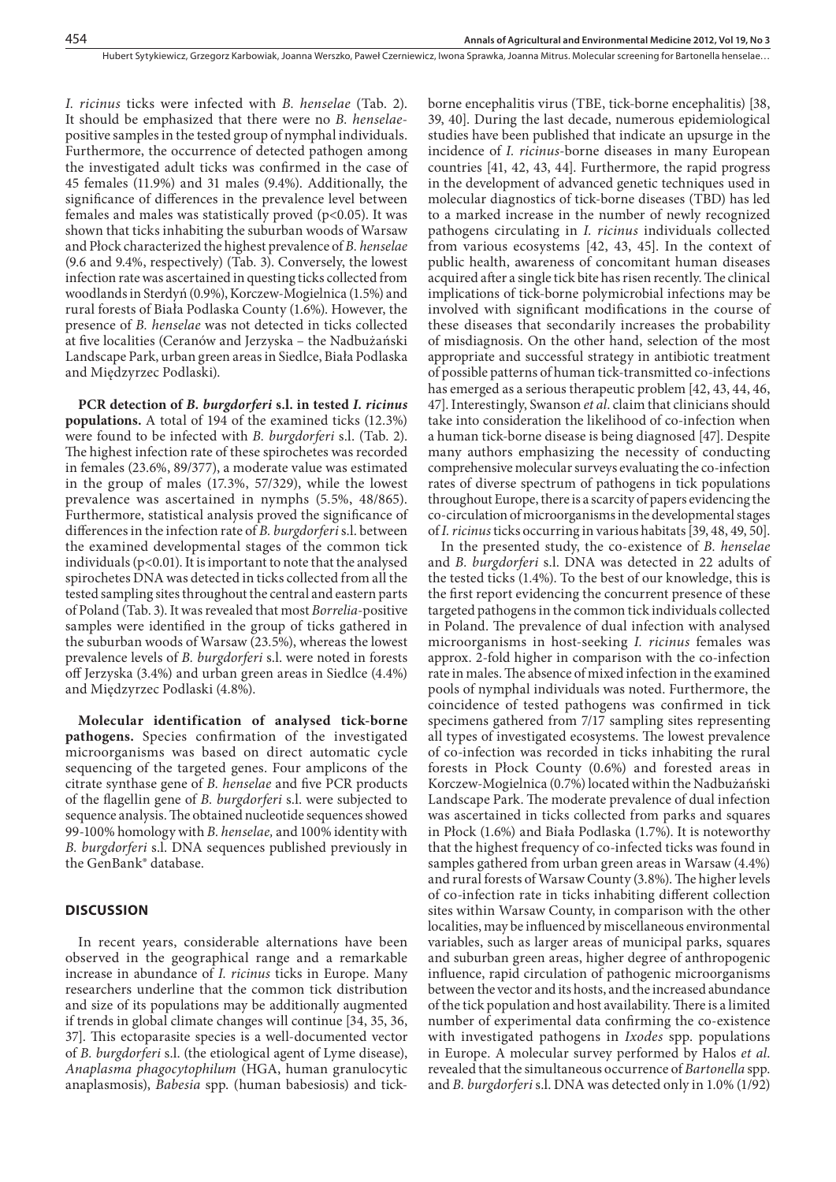*I. ricinus* ticks were infected with *B. henselae* (Tab. 2). It should be emphasized that there were no *B. henselae*-positive samples in the tested group of nymphal individuals. Furthermore, the occurrence of detected pathogen among the investigated adult ticks was confirmed in the case of 45 females (11.9%) and 31 males (9.4%). Additionally, the significance of differences in the prevalence level between females and males was statistically proved ($p<0.05$). It was shown that ticks inhabiting the suburban woods of Warsaw and Płock characterized the highest prevalence of *B. henselae* (9.6 and 9.4%, respectively) (Tab. 3). Conversely, the lowest infection rate was ascertained in questing ticks collected from woodlands in Sterdyń (0.9%), Korczew-Mogielnica (1.5%) and rural forests of Biała Podlaska County (1.6%). However, the presence of *B. henselae* was not detected in ticks collected at five localities (Ceranów and Jerzyska – the Nadbużański Landscape Park, urban green areas in Siedlce, Biała Podlaska and Międzyrzec Podlaski).

**PCR detection of *B. burgdorferi* s.l. in tested *I. ricinus* populations.** A total of 194 of the examined ticks (12.3%) were found to be infected with *B. burgdorferi* s.l. (Tab. 2). The highest infection rate of these spirochetes was recorded in females (23.6%, 89/377), a moderate value was estimated in the group of males (17.3%, 57/329), while the lowest prevalence was ascertained in nymphs (5.5%, 48/865). Furthermore, statistical analysis proved the significance of differences in the infection rate of *B. burgdorferi* s.l. between the examined developmental stages of the common tick individuals ($p<0.01$). It is important to note that the analysed spirochetes DNA was detected in ticks collected from all the tested sampling sites throughout the central and eastern parts of Poland (Tab. 3). It was revealed that most *Borrelia*-positive samples were identified in the group of ticks gathered in the suburban woods of Warsaw (23.5%), whereas the lowest prevalence levels of *B. burgdorferi* s.l. were noted in forests off Jerzyska (3.4%) and urban green areas in Siedlce (4.4%) and Międzyrzec Podlaski (4.8%).

**Molecular identification of analysed tick-borne pathogens.** Species confirmation of the investigated microorganisms was based on direct automatic cycle sequencing of the targeted genes. Four amplicons of the citrate synthase gene of *B. henselae* and five PCR products of the flagellin gene of *B. burgdorferi* s.l. were subjected to sequence analysis. The obtained nucleotide sequences showed 99-100% homology with *B. henselae,* and 100% identity with *B. burgdorferi* s.l. DNA sequences published previously in the GenBank® database.

## DISCUSSION

In recent years, considerable alternations have been observed in the geographical range and a remarkable increase in abundance of *I. ricinus* ticks in Europe. Many researchers underline that the common tick distribution and size of its populations may be additionally augmented if trends in global climate changes will continue [34, 35, 36, 37]. This ectoparasite species is a well-documented vector of *B. burgdorferi* s.l. (the etiological agent of Lyme disease), *Anaplasma phagocytophilum* (HGA, human granulocytic anaplasmosis), *Babesia* spp. (human babesiosis) and tick-borne encephalitis virus (TBE, tick-borne encephalitis) [38, 39, 40]. During the last decade, numerous epidemiological studies have been published that indicate an upsurge in the incidence of *I. ricinus*-borne diseases in many European countries [41, 42, 43, 44]. Furthermore, the rapid progress in the development of advanced genetic techniques used in molecular diagnostics of tick-borne diseases (TBD) has led to a marked increase in the number of newly recognized pathogens circulating in *I. ricinus* individuals collected from various ecosystems [42, 43, 45]. In the context of public health, awareness of concomitant human diseases acquired after a single tick bite has risen recently. The clinical implications of tick-borne polymicrobial infections may be involved with significant modifications in the course of these diseases that secondarily increases the probability of misdiagnosis. On the other hand, selection of the most appropriate and successful strategy in antibiotic treatment of possible patterns of human tick-transmitted co-infections has emerged as a serious therapeutic problem [42, 43, 44, 46, 47]. Interestingly, Swanson *et al*. claim that clinicians should take into consideration the likelihood of co-infection when a human tick-borne disease is being diagnosed [47]. Despite many authors emphasizing the necessity of conducting comprehensive molecular surveys evaluating the co-infection rates of diverse spectrum of pathogens in tick populations throughout Europe, there is a scarcity of papers evidencing the co-circulation of microorganisms in the developmental stages of *I. ricinus* ticks occurring in various habitats [39, 48, 49, 50].

In the presented study, the co-existence of *B. henselae* and *B. burgdorferi* s.l. DNA was detected in 22 adults of the tested ticks (1.4%). To the best of our knowledge, this is the first report evidencing the concurrent presence of these targeted pathogens in the common tick individuals collected in Poland. The prevalence of dual infection with analysed microorganisms in host-seeking *I. ricinus* females was approx. 2-fold higher in comparison with the co-infection rate in males. The absence of mixed infection in the examined pools of nymphal individuals was noted. Furthermore, the coincidence of tested pathogens was confirmed in tick specimens gathered from 7/17 sampling sites representing all types of investigated ecosystems. The lowest prevalence of co-infection was recorded in ticks inhabiting the rural forests in Płock County (0.6%) and forested areas in Korczew-Mogielnica (0.7%) located within the Nadbużański Landscape Park. The moderate prevalence of dual infection was ascertained in ticks collected from parks and squares in Płock (1.6%) and Biała Podlaska (1.7%). It is noteworthy that the highest frequency of co-infected ticks was found in samples gathered from urban green areas in Warsaw (4.4%) and rural forests of Warsaw County (3.8%). The higher levels of co-infection rate in ticks inhabiting different collection sites within Warsaw County, in comparison with the other localities, may be influenced by miscellaneous environmental variables, such as larger areas of municipal parks, squares and suburban green areas, higher degree of anthropogenic influence, rapid circulation of pathogenic microorganisms between the vector and its hosts, and the increased abundance of the tick population and host availability. There is a limited number of experimental data confirming the co-existence with investigated pathogens in *Ixodes* spp. populations in Europe. A molecular survey performed by Halos *et al*. revealed that the simultaneous occurrence of *Bartonella* spp. and *B. burgdorferi* s.l. DNA was detected only in 1.0% (1/92)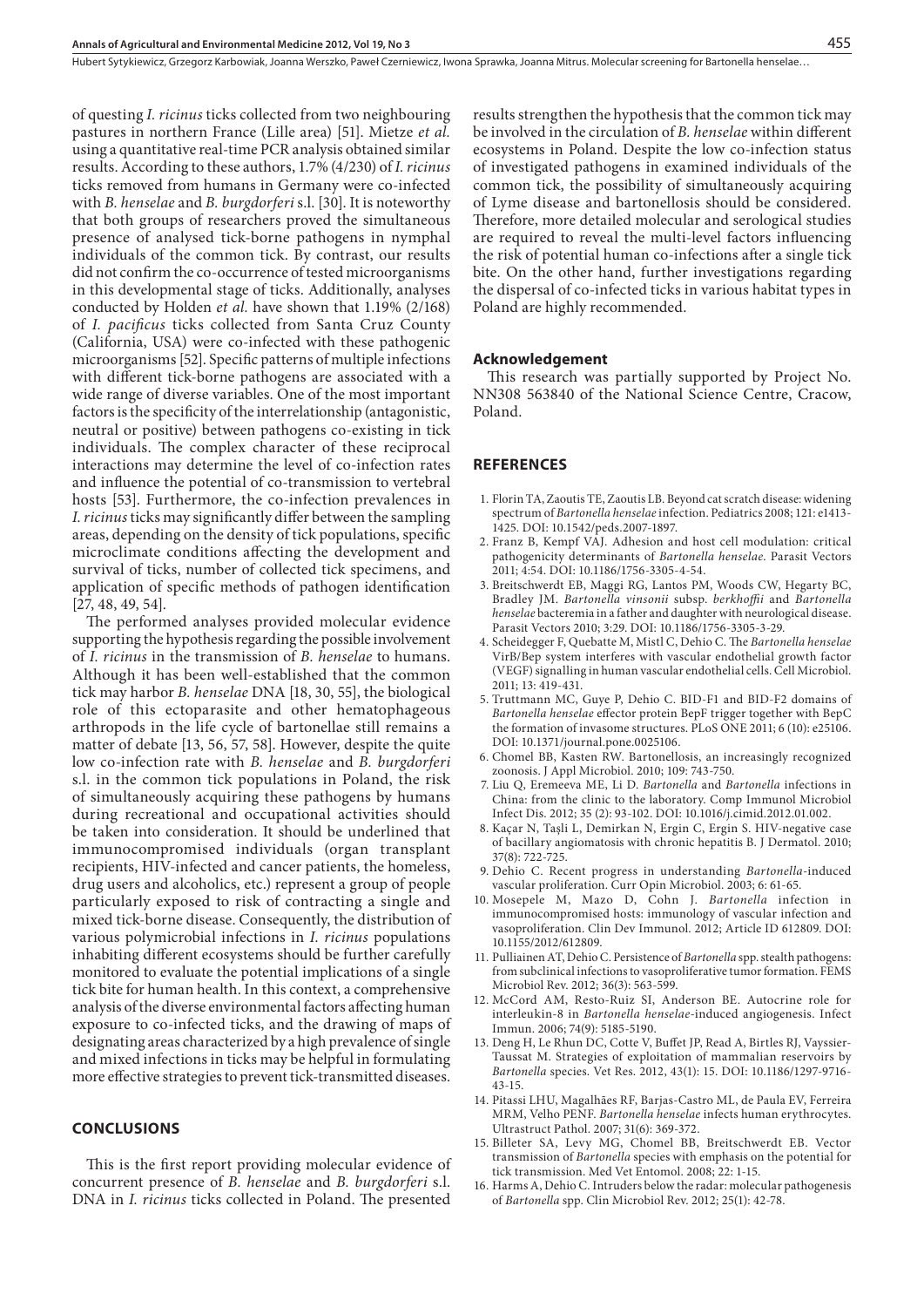of questing *I. ricinus* ticks collected from two neighbouring pastures in northern France (Lille area) [51]. Mietze *et al.* using a quantitative real-time PCR analysis obtained similar results. According to these authors, 1.7% (4/230) of *I. ricinus* ticks removed from humans in Germany were co-infected with *B. henselae* and *B. burgdorferi* s.l. [30]. It is noteworthy that both groups of researchers proved the simultaneous presence of analysed tick-borne pathogens in nymphal individuals of the common tick. By contrast, our results did not confirm the co-occurrence of tested microorganisms in this developmental stage of ticks. Additionally, analyses conducted by Holden *et al.* have shown that 1.19% (2/168) of *I. pacificus* ticks collected from Santa Cruz County (California, USA) were co-infected with these pathogenic microorganisms [52]. Specific patterns of multiple infections with different tick-borne pathogens are associated with a wide range of diverse variables. One of the most important factors is the specificity of the interrelationship (antagonistic, neutral or positive) between pathogens co-existing in tick individuals. The complex character of these reciprocal interactions may determine the level of co-infection rates and influence the potential of co-transmission to vertebral hosts [53]. Furthermore, the co-infection prevalences in *I. ricinus* ticks may significantly differ between the sampling areas, depending on the density of tick populations, specific microclimate conditions affecting the development and survival of ticks, number of collected tick specimens, and application of specific methods of pathogen identification [27, 48, 49, 54].

The performed analyses provided molecular evidence supporting the hypothesis regarding the possible involvement of *I. ricinus* in the transmission of *B. henselae* to humans. Although it has been well-established that the common tick may harbor *B. henselae* DNA [18, 30, 55], the biological role of this ectoparasite and other hematophageous arthropods in the life cycle of bartonellae still remains a matter of debate [13, 56, 57, 58]. However, despite the quite low co-infection rate with *B. henselae* and *B. burgdorferi* s.l. in the common tick populations in Poland, the risk of simultaneously acquiring these pathogens by humans during recreational and occupational activities should be taken into consideration. It should be underlined that immunocompromised individuals (organ transplant recipients, HIV-infected and cancer patients, the homeless, drug users and alcoholics, etc.) represent a group of people particularly exposed to risk of contracting a single and mixed tick-borne disease. Consequently, the distribution of various polymicrobial infections in *I. ricinus* populations inhabiting different ecosystems should be further carefully monitored to evaluate the potential implications of a single tick bite for human health. In this context, a comprehensive analysis of the diverse environmental factors affecting human exposure to co-infected ticks, and the drawing of maps of designating areas characterized by a high prevalence of single and mixed infections in ticks may be helpful in formulating more effective strategies to prevent tick-transmitted diseases.

## CONCLUSIONS

This is the first report providing molecular evidence of concurrent presence of *B. henselae* and *B. burgdorferi* s.l. DNA in *I. ricinus* ticks collected in Poland. The presented results strengthen the hypothesis that the common tick may be involved in the circulation of *B. henselae* within different ecosystems in Poland. Despite the low co-infection status of investigated pathogens in examined individuals of the common tick, the possibility of simultaneously acquiring of Lyme disease and bartonellosis should be considered. Therefore, more detailed molecular and serological studies are required to reveal the multi-level factors influencing the risk of potential human co-infections after a single tick bite. On the other hand, further investigations regarding the dispersal of co-infected ticks in various habitat types in Poland are highly recommended.

### Acknowledgement

This research was partially supported by Project No. NN308 563840 of the National Science Centre, Cracow, Poland.

## REFERENCES

1. Florin TA, Zaoutis TE, Zaoutis LB. Beyond cat scratch disease: widening spectrum of *Bartonella henselae* infection. Pediatrics 2008; 121: e1413-1425. DOI: 10.1542/peds.2007-1897.
2. Franz B, Kempf VAJ. Adhesion and host cell modulation: critical pathogenicity determinants of *Bartonella henselae*. Parasit Vectors 2011; 4:54. DOI: 10.1186/1756-3305-4-54.
3. Breitschwerdt EB, Maggi RG, Lantos PM, Woods CW, Hegarty BC, Bradley JM. *Bartonella vinsonii* subsp. *berkhoffii* and *Bartonella henselae* bacteremia in a father and daughter with neurological disease. Parasit Vectors 2010; 3:29. DOI: 10.1186/1756-3305-3-29.
4. Scheidegger F, Quebatte M, Mistl C, Dehio C. The *Bartonella henselae* VirB/Bep system interferes with vascular endothelial growth factor (VEGF) signalling in human vascular endothelial cells. Cell Microbiol. 2011; 13: 419-431.
5. Truttmann MC, Guye P, Dehio C. BID-F1 and BID-F2 domains of *Bartonella henselae* effector protein BepF trigger together with BepC the formation of invasome structures. PLoS ONE 2011; 6 (10): e25106. DOI: 10.1371/journal.pone.0025106.
6. Chomel BB, Kasten RW. Bartonellosis, an increasingly recognized zoonosis. J Appl Microbiol. 2010; 109: 743-750.
7. Liu Q, Eremeeva ME, Li D. *Bartonella* and *Bartonella* infections in China: from the clinic to the laboratory. Comp Immunol Microbiol Infect Dis. 2012; 35 (2): 93-102. DOI: 10.1016/j.cimid.2012.01.002.
8. Kaçar N, Taşli L, Demirkan N, Ergin C, Ergin S. HIV-negative case of bacillary angiomatosis with chronic hepatitis B. J Dermatol. 2010; 37(8): 722-725.
9. Dehio C. Recent progress in understanding *Bartonella*-induced vascular proliferation. Curr Opin Microbiol. 2003; 6: 61-65.
10. Mosepele M, Mazo D, Cohn J. *Bartonella* infection in immunocompromised hosts: immunology of vascular infection and vasoproliferation. Clin Dev Immunol. 2012; Article ID 612809. DOI: 10.1155/2012/612809.
11. Pulliainen AT, Dehio C. Persistence of *Bartonella* spp. stealth pathogens: from subclinical infections to vasoproliferative tumor formation. FEMS Microbiol Rev. 2012; 36(3): 563-599.
12. McCord AM, Resto-Ruiz SI, Anderson BE. Autocrine role for interleukin-8 in *Bartonella henselae*-induced angiogenesis. Infect Immun. 2006; 74(9): 5185-5190.
13. Deng H, Le Rhun DC, Cotte V, Buffet JP, Read A, Birtles RJ, Vayssier-Taussat M. Strategies of exploitation of mammalian reservoirs by *Bartonella* species. Vet Res. 2012, 43(1): 15. DOI: 10.1186/1297-9716-43-15.
14. Pitassi LHU, Magalhães RF, Barjas-Castro ML, de Paula EV, Ferreira MRM, Velho PENF. *Bartonella henselae* infects human erythrocytes. Ultrastruct Pathol. 2007; 31(6): 369-372.
15. Billeter SA, Levy MG, Chomel BB, Breitschwerdt EB. Vector transmission of *Bartonella* species with emphasis on the potential for tick transmission. Med Vet Entomol. 2008; 22: 1-15.
16. Harms A, Dehio C. Intruders below the radar: molecular pathogenesis of *Bartonella* spp. Clin Microbiol Rev. 2012; 25(1): 42-78.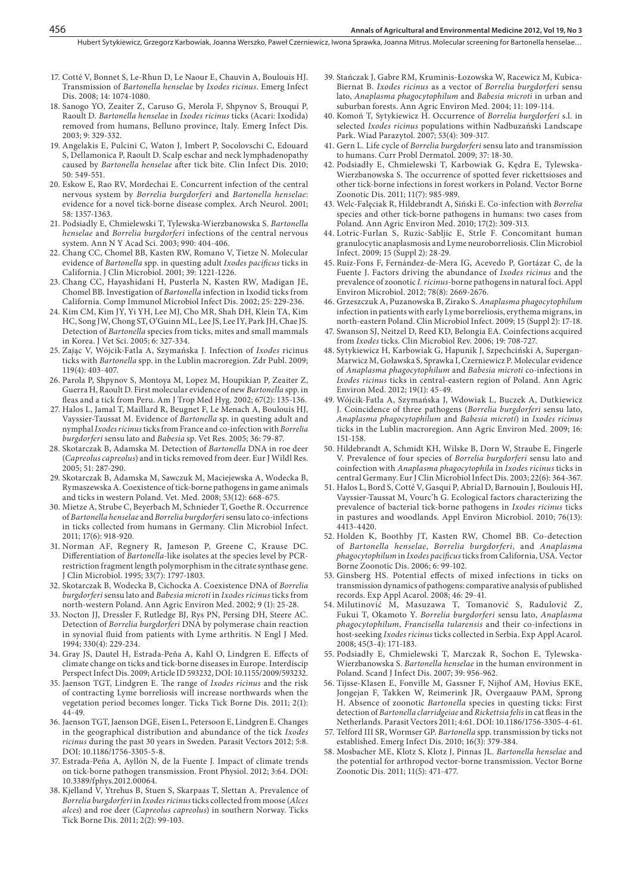17. Cotté V, Bonnet S, Le-Rhun D, Le Naour E, Chauvin A, Boulouis HJ. Transmission of *Bartonella henselae* by *Ixodes ricinus*. Emerg Infect Dis. 2008; 14: 1074-1080.
18. Sanogo YO, Zeaiter Z, Caruso G, Merola F, Shpynov S, Brouqui P, Raoult D. *Bartonella henselae* in *Ixodes ricinus* ticks (Acari: Ixodida) removed from humans, Belluno province, Italy. Emerg Infect Dis. 2003; 9: 329-332.
19. Angelakis E, Pulcini C, Waton J, Imbert P, Socolovschi C, Edouard S, Dellamonica P, Raoult D. Scalp eschar and neck lymphadenopathy caused by *Bartonella henselae* after tick bite. Clin Infect Dis. 2010; 50: 549-551.
20. Eskow E, Rao RV, Mordechai E. Concurrent infection of the central nervous system by *Borrelia burgdorferi* and *Bartonella henselae*: evidence for a novel tick-borne disease complex. Arch Neurol. 2001; 58: 1357-1363.
21. Podsiadly E, Chmielewski T, Tylewska-Wierzbanowska S. *Bartonella henselae* and *Borrelia burgdorferi* infections of the central nervous system. Ann N Y Acad Sci. 2003; 990: 404-406.
22. Chang CC, Chomel BB, Kasten RW, Romano V, Tietze N. Molecular evidence of *Bartonella* spp. in questing adult *Ixodes pacificus* ticks in California. J Clin Microbiol. 2001; 39: 1221-1226.
23. Chang CC, Hayashidani H, Pusterla N, Kasten RW, Madigan JE, Chomel BB. Investigation of *Bartonella* infection in Ixodid ticks from California. Comp Immunol Microbiol Infect Dis. 2002; 25: 229-236.
24. Kim CM, Kim JY, Yi YH, Lee MJ, Cho MR, Shah DH, Klein TA, Kim HC, Song JW, Chong ST, O'Guinn ML, Lee JS, Lee IY, Park JH, Chae JS. Detection of *Bartonella* species from ticks, mites and small mammals in Korea. J Vet Sci. 2005; 6: 327-334.
25. Zając V, Wójcik-Fatla A, Szymańska J. Infection of *Ixodes* ricinus ticks with *Bartonella* spp. in the Lublin macroregion. Zdr Publ. 2009; 119(4): 403-407.
26. Parola P, Shpynov S, Montoya M, Lopez M, Houpikian P, Zeaiter Z, Guerra H, Raoult D. First molecular evidence of new *Bartonella* spp. in fleas and a tick from Peru. Am J Trop Med Hyg. 2002; 67(2): 135-136.
27. Halos L, Jamal T, Maillard R, Beugnet F, Le Menach A, Boulouis HJ, Vayssier-Taussat M. Evidence of *Bartonella* sp. in questing adult and nymphal *Ixodes ricinus* ticks from France and co-infection with *Borrelia burgdorferi* sensu lato and *Babesia* sp. Vet Res. 2005; 36: 79-87.
28. Skotarczak B, Adamska M. Detection of *Bartonella* DNA in roe deer (*Capreolus capreolus*) and in ticks removed from deer. Eur J Wildl Res. 2005; 51: 287-290.
29. Skotarczak B, Adamska M, Sawczuk M, Maciejewska A, Wodecka B, Rymaszewska A. Coexistence of tick-borne pathogens in game animals and ticks in western Poland. Vet. Med. 2008; 53(12): 668-675.
30. Mietze A, Strube C, Beyerbach M, Schnieder T, Goethe R. Occurrence of *Bartonella henselae* and *Borrelia burgdorferi* sensu lato co-infections in ticks collected from humans in Germany. Clin Microbiol Infect. 2011; 17(6): 918-920.
31. Norman AF, Regnery R, Jameson P, Greene C, Krause DC. Differentiation of *Bartonella*-like isolates at the species level by PCR-restriction fragment length polymorphism in the citrate synthase gene. J Clin Microbiol. 1995; 33(7): 1797-1803.
32. Skotarczak B, Wodecka B, Cichocka A. Coexistence DNA of *Borrelia burgdorferi* sensu lato and *Babesia microti* in *Ixodes ricinus* ticks from north-western Poland. Ann Agric Environ Med. 2002; 9 (1): 25-28.
33. Nocton JJ, Dressler F, Rutledge BJ, Rys PN, Persing DH, Steere AC. Detection of *Borrelia burgdorferi* DNA by polymerase chain reaction in synovial fluid from patients with Lyme arthritis. N Engl J Med. 1994; 330(4): 229-234.
34. Gray JS, Dautel H, Estrada-Peña A, Kahl O, Lindgren E. Effects of climate change on ticks and tick-borne diseases in Europe. Interdiscip Perspect Infect Dis. 2009; Article ID 593232, DOI: 10.1155/2009/593232.
35. Jaenson TGT, Lindgren E. The range of *Ixodes ricinus* and the risk of contracting Lyme borreliosis will increase northwards when the vegetation period becomes longer. Ticks Tick Borne Dis. 2011; 2(1): 44-49.
36. Jaenson TGT, Jaenson DGE, Eisen L, Petersoon E, Lindgren E. Changes in the geographical distribution and abundance of the tick *Ixodes ricinus* during the past 30 years in Sweden. Parasit Vectors 2012; 5:8. DOI: 10.1186/1756-3305-5-8.
37. Estrada-Peña A, Ayllón N, de la Fuente J. Impact of climate trends on tick-borne pathogen transmission. Front Physiol. 2012; 3:64. DOI: 10.3389/fphys.2012.00064.
38. Kjelland V, Ytrehus B, Stuen S, Skarpaas T, Slettan A. Prevalence of *Borrelia burgdorferi* in *Ixodes ricinus* ticks collected from moose (*Alces alces*) and roe deer (*Capreolus capreolus*) in southern Norway. Ticks Tick Borne Dis. 2011; 2(2): 99-103.
39. Stańczak J, Gabre RM, Kruminis-Łozowska W, Racewicz M, Kubica-Biernat B. *Ixodes ricinus* as a vector of *Borrelia burgdorferi* sensu lato, *Anaplasma phagocytophilum* and *Babesia microti* in urban and suburban forests. Ann Agric Environ Med. 2004; 11: 109-114.
40. Komoń T, Sytykiewicz H. Occurrence of *Borrelia burgdorferi* s.l. in selected *Ixodes ricinus* populations within Nadbużański Landscape Park. Wiad Parazytol. 2007; 53(4): 309-317.
41. Gern L. Life cycle of *Borrelia burgdorferi* sensu lato and transmission to humans. Curr Probl Dermatol. 2009; 37: 18-30.
42. Podsiadły E, Chmielewski T, Karbowiak G, Kędra E, Tylewska-Wierzbanowska S. The occurrence of spotted fever rickettsioses and other tick-borne infections in forest workers in Poland. Vector Borne Zoonotic Dis. 2011; 11(7): 985-989.
43. Welc-Falęciak R, Hildebrandt A, Siński E. Co-infection with *Borrelia* species and other tick-borne pathogens in humans: two cases from Poland. Ann Agric Environ Med. 2010; 17(2): 309-313.
44. Lotric-Furlan S, Ruzic-Sabljic E, Strle F. Concomitant human granulocytic anaplasmosis and Lyme neuroborreliosis. Clin Microbiol Infect. 2009; 15 (Suppl 2): 28-29.
45. Ruiz-Fons F, Fernández-de-Mera IG, Acevedo P, Gortázar C, de la Fuente J. Factors driving the abundance of *Ixodes ricinus* and the prevalence of zoonotic *I. ricinus*-borne pathogens in natural foci. Appl Environ Microbiol. 2012; 78(8): 2669-2676.
46. Grzeszczuk A, Puzanowska B, Zirako S. *Anaplasma phagocytophilum* infection in patients with early Lyme borreliosis, erythema migrans, in north-eastern Poland. Clin Microbiol Infect. 2009; 15 (Suppl 2): 17-18.
47. Swanson SJ, Neitzel D, Reed KD, Belongia EA. Coinfections acquired from *Ixodes* ticks. Clin Microbiol Rev. 2006; 19: 708-727.
48. Sytykiewicz H, Karbowiak G, Hapunik J, Szpechciński A, Supergan-Marwicz M, Goławska S, Sprawka I, Czerniewicz P. Molecular evidence of *Anaplasma phagocytophilum* and *Babesia microti* co-infections in *Ixodes ricinus* ticks in central-eastern region of Poland. Ann Agric Environ Med. 2012; 19(1): 45-49.
49. Wójcik-Fatla A, Szymańska J, Wdowiak L, Buczek A, Dutkiewicz J. Coincidence of three pathogens (*Borrelia burgdorferi* sensu lato, *Anaplasma phagocytophilum* and *Babesia microti*) in *Ixodes ricinus* ticks in the Lublin macroregion. Ann Agric Environ Med. 2009; 16: 151-158.
50. Hildebrandt A, Schmidt KH, Wilske B, Dorn W, Straube E, Fingerle V. Prevalence of four species of *Borrelia burgdorferi* sensu lato and coinfection with *Anaplasma phagocytophila* in *Ixodes ricinus* ticks in central Germany. Eur J Clin Microbiol Infect Dis. 2003; 22(6): 364-367.
51. Halos L, Bord S, Cotté V, Gasqui P, Abrial D, Barnouin J, Boulouis HJ, Vayssier-Taussat M, Vourc'h G. Ecological factors characterizing the prevalence of bacterial tick-borne pathogens in *Ixodes ricinus* ticks in pastures and woodlands. Appl Environ Microbiol. 2010; 76(13): 4413-4420.
52. Holden K, Boothby JT, Kasten RW, Chomel BB. Co-detection of *Bartonella henselae*, *Borrelia burgdorferi*, and *Anaplasma phagocytophilum* in *Ixodes pacificus* ticks from California, USA. Vector Borne Zoonotic Dis. 2006; 6: 99-102.
53. Ginsberg HS. Potential effects of mixed infections in ticks on transmission dynamics of pathogens: comparative analysis of published records. Exp Appl Acarol. 2008; 46: 29-41.
54. Milutinović M, Masuzawa T, Tomanović S, Radulović Z, Fukui T, Okamoto Y. *Borrelia burgdorferi* sensu lato, *Anaplasma phagocytophilum*, *Francisella tularensis* and their co-infections in host-seeking *Ixodes ricinus* ticks collected in Serbia. Exp Appl Acarol. 2008; 45(3-4): 171-183.
55. Podsiadły E, Chmielewski T, Marczak R, Sochon E, Tylewska-Wierzbanowska S. *Bartonella henselae* in the human environment in Poland. Scand J Infect Dis. 2007; 39: 956-962.
56. Tijsse-Klasen E, Fonville M, Gassner F, Nijhof AM, Hovius EKE, Jongejan F, Takken W, Reimerink JR, Overgaauw PAM, Sprong H. Absence of zoonotic *Bartonella* species in questing ticks: First detection of *Bartonella clarridgeiae* and *Rickettsia felis* in cat fleas in the Netherlands. Parasit Vectors 2011; 4:61. DOI: 10.1186/1756-3305-4-61.
57. Telford III SR, Wormser GP. *Bartonella* spp. transmission by ticks not established. Emerg Infect Dis. 2010; 16(3): 379-384.
58. Mosbacher ME, Klotz S, Klotz J, Pinnas JL. *Bartonella henselae* and the potential for arthropod vector-borne transmission. Vector Borne Zoonotic Dis. 2011; 11(5): 471-477.